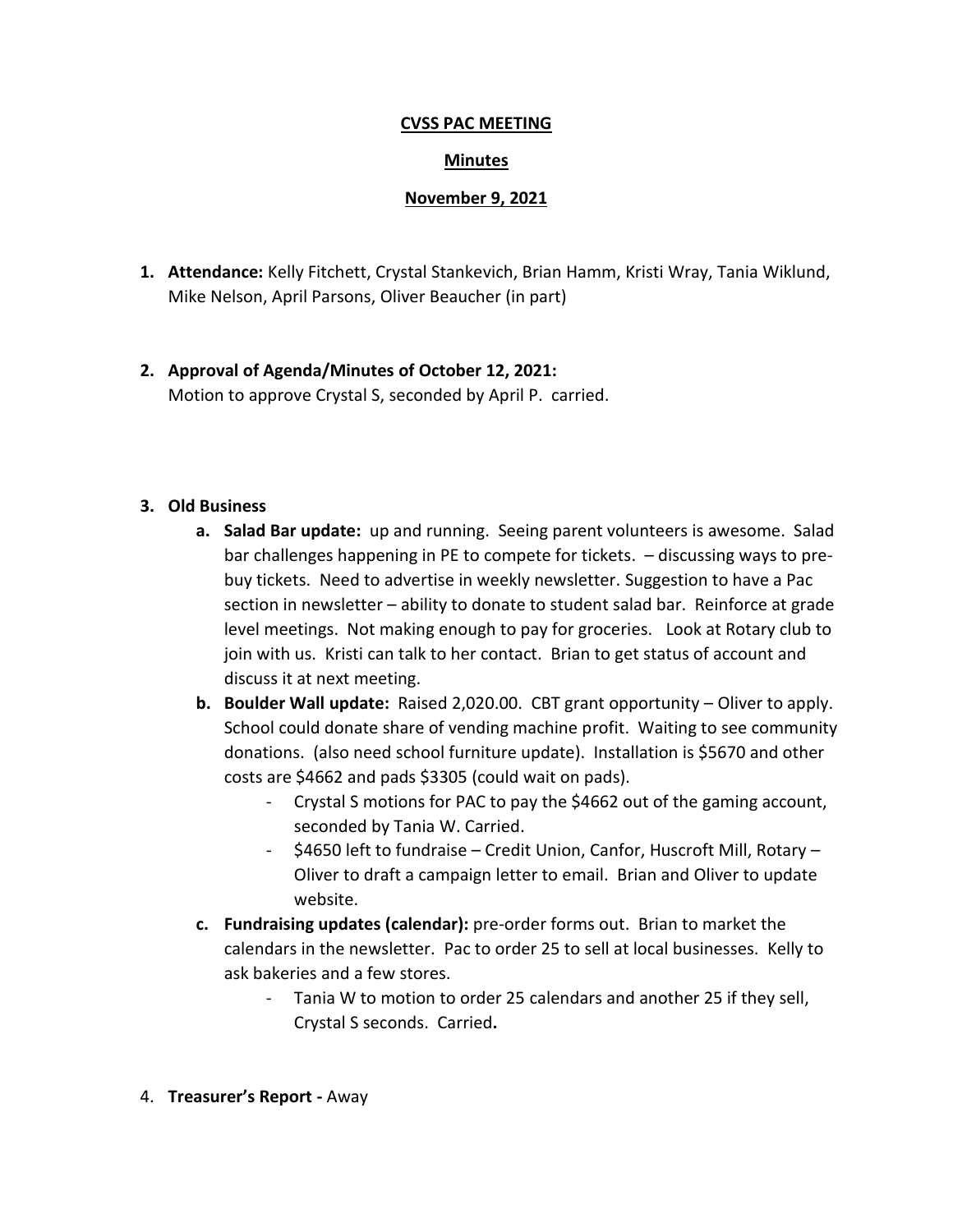**CVSS PAC MEETING**

**Minutes**

**November 9, 2021**

1. **Attendance:** Kelly Fitchett, Crystal Stankevich, Brian Hamm, Kristi Wray, Tania Wiklund, Mike Nelson, April Parsons, Oliver Beaucher (in part)

2. **Approval of Agenda/Minutes of October 12, 2021:**
   Motion to approve Crystal S, seconded by April P. carried.

3. **Old Business**
   a. **Salad Bar update:** up and running. Seeing parent volunteers is awesome. Salad bar challenges happening in PE to compete for tickets. – discussing ways to pre-buy tickets. Need to advertise in weekly newsletter. Suggestion to have a Pac section in newsletter – ability to donate to student salad bar. Reinforce at grade level meetings. Not making enough to pay for groceries. Look at Rotary club to join with us. Kristi can talk to her contact. Brian to get status of account and discuss it at next meeting.
   b. **Boulder Wall update:** Raised 2,020.00. CBT grant opportunity – Oliver to apply. School could donate share of vending machine profit. Waiting to see community donations. (also need school furniture update). Installation is $5670 and other costs are $4662 and pads $3305 (could wait on pads).
      - Crystal S motions for PAC to pay the $4662 out of the gaming account, seconded by Tania W. Carried.
      - $4650 left to fundraise – Credit Union, Canfor, Huscroft Mill, Rotary – Oliver to draft a campaign letter to email. Brian and Oliver to update website.
   c. **Fundraising updates (calendar):** pre-order forms out. Brian to market the calendars in the newsletter. Pac to order 25 to sell at local businesses. Kelly to ask bakeries and a few stores.
      - Tania W to motion to order 25 calendars and another 25 if they sell, Crystal S seconds. Carried**.**

4. **Treasurer's Report -** Away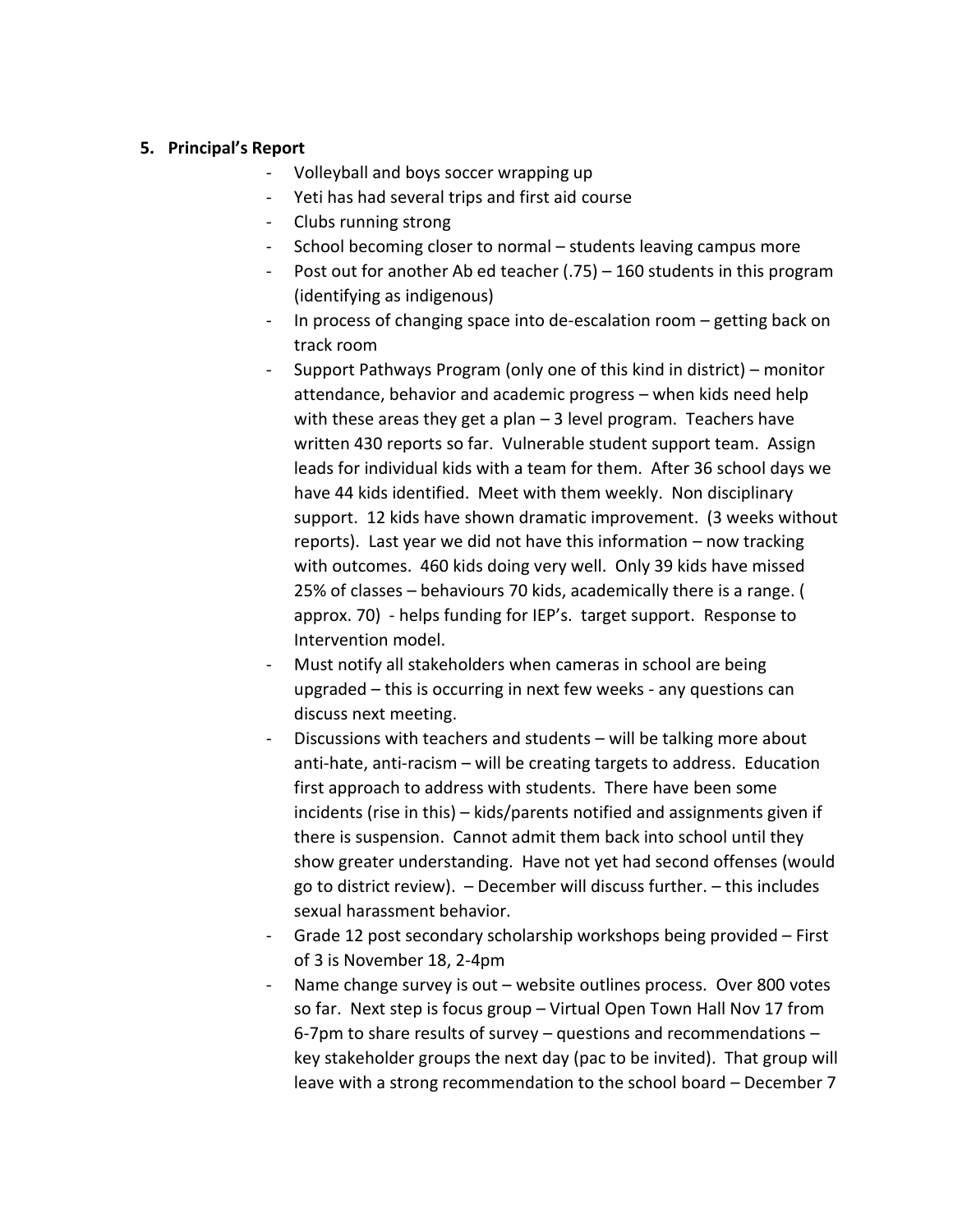5. **Principal's Report**

- Volleyball and boys soccer wrapping up
- Yeti has had several trips and first aid course
- Clubs running strong
- School becoming closer to normal – students leaving campus more
- Post out for another Ab ed teacher (.75) – 160 students in this program (identifying as indigenous)
- In process of changing space into de-escalation room – getting back on track room
- Support Pathways Program (only one of this kind in district) – monitor attendance, behavior and academic progress – when kids need help with these areas they get a plan – 3 level program. Teachers have written 430 reports so far. Vulnerable student support team. Assign leads for individual kids with a team for them. After 36 school days we have 44 kids identified. Meet with them weekly. Non disciplinary support. 12 kids have shown dramatic improvement. (3 weeks without reports). Last year we did not have this information – now tracking with outcomes. 460 kids doing very well. Only 39 kids have missed 25% of classes – behaviours 70 kids, academically there is a range. ( approx. 70) - helps funding for IEP's. target support. Response to Intervention model.
- Must notify all stakeholders when cameras in school are being upgraded – this is occurring in next few weeks - any questions can discuss next meeting.
- Discussions with teachers and students – will be talking more about anti-hate, anti-racism – will be creating targets to address. Education first approach to address with students. There have been some incidents (rise in this) – kids/parents notified and assignments given if there is suspension. Cannot admit them back into school until they show greater understanding. Have not yet had second offenses (would go to district review). – December will discuss further. – this includes sexual harassment behavior.
- Grade 12 post secondary scholarship workshops being provided – First of 3 is November 18, 2-4pm
- Name change survey is out – website outlines process. Over 800 votes so far. Next step is focus group – Virtual Open Town Hall Nov 17 from 6-7pm to share results of survey – questions and recommendations – key stakeholder groups the next day (pac to be invited). That group will leave with a strong recommendation to the school board – December 7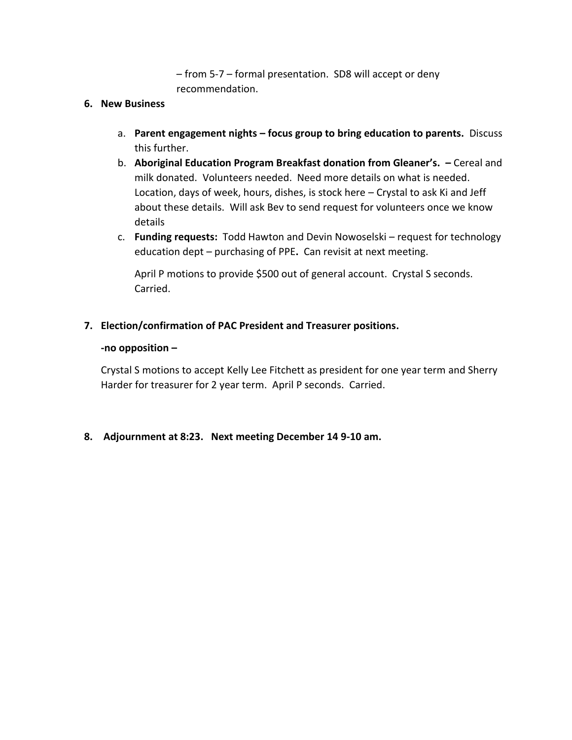– from 5-7 – formal presentation. SD8 will accept or deny recommendation.

**6. New Business**

a. **Parent engagement nights – focus group to bring education to parents.** Discuss this further.
b. **Aboriginal Education Program Breakfast donation from Gleaner's. –** Cereal and milk donated. Volunteers needed. Need more details on what is needed. Location, days of week, hours, dishes, is stock here – Crystal to ask Ki and Jeff about these details. Will ask Bev to send request for volunteers once we know details
c. **Funding requests:** Todd Hawton and Devin Nowoselski – request for technology education dept – purchasing of PPE**.** Can revisit at next meeting.

   April P motions to provide $500 out of general account. Crystal S seconds. Carried.

**7. Election/confirmation of PAC President and Treasurer positions.**

**-no opposition –**

Crystal S motions to accept Kelly Lee Fitchett as president for one year term and Sherry Harder for treasurer for 2 year term. April P seconds. Carried.

**8. Adjournment at 8:23. Next meeting December 14 9-10 am.**